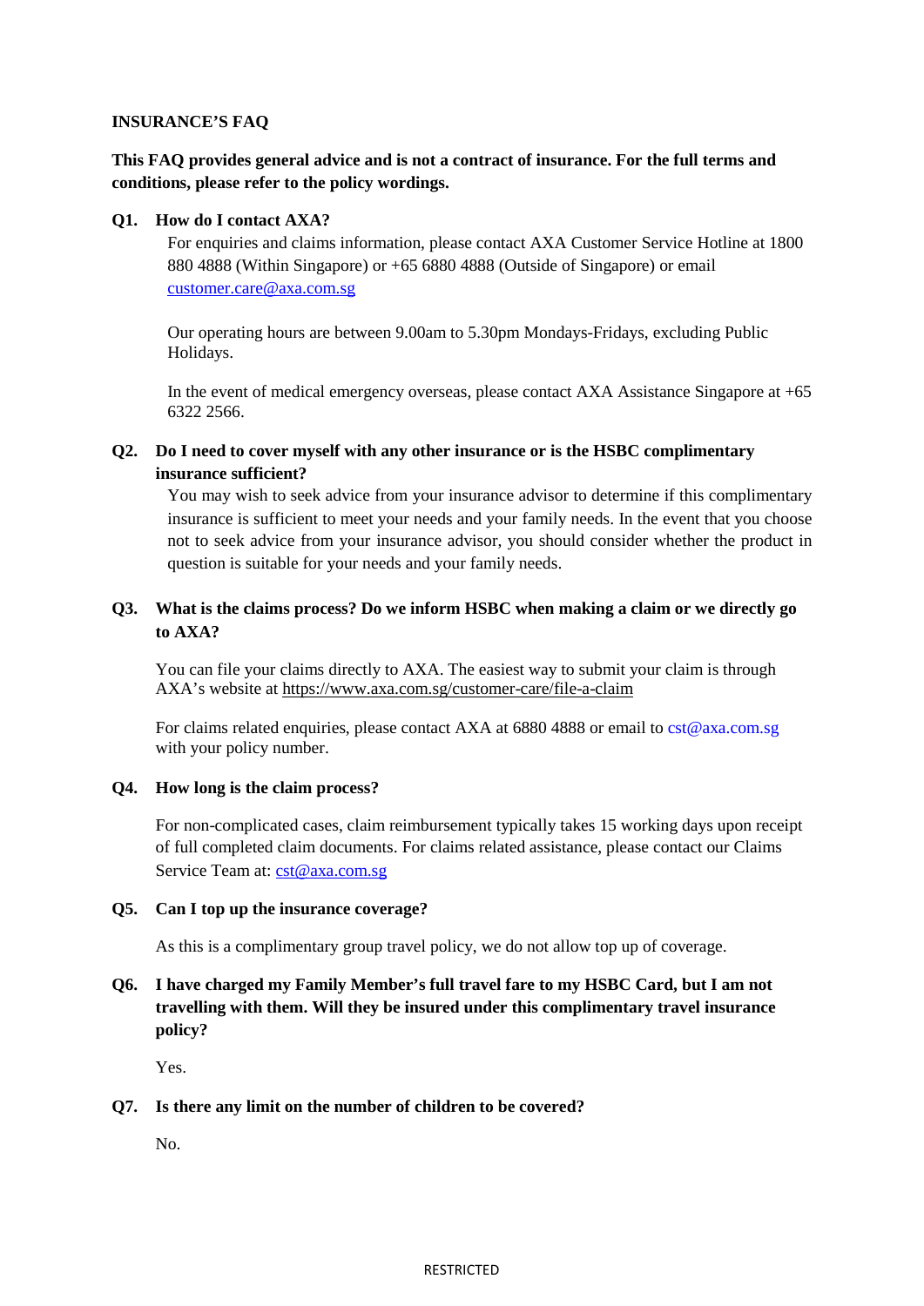# INSURANCE'S FAQ

**This FAQ provides general advice and is not a contract of insurance. For the full terms and conditions, please refer to the policy wordings.**

**Q1. How do I contact AXA?**

For enquiries and claims information, please contact AXA Customer Service Hotline at 1800 880 4888 (Within Singapore) or +65 6880 4888 (Outside of Singapore) or email customer.care@axa.com.sg

Our operating hours are between 9.00am to 5.30pm Mondays-Fridays, excluding Public Holidays.

In the event of medical emergency overseas, please contact AXA Assistance Singapore at +65 6322 2566.

**Q2. Do I need to cover myself with any other insurance or is the HSBC complimentary insurance sufficient?**

You may wish to seek advice from your insurance advisor to determine if this complimentary insurance is sufficient to meet your needs and your family needs. In the event that you choose not to seek advice from your insurance advisor, you should consider whether the product in question is suitable for your needs and your family needs.

**Q3. What is the claims process? Do we inform HSBC when making a claim or we directly go to AXA?**

You can file your claims directly to AXA. The easiest way to submit your claim is through AXA's website at https://www.axa.com.sg/customer-care/file-a-claim

For claims related enquiries, please contact AXA at 6880 4888 or email to cst@axa.com.sg with your policy number.

**Q4. How long is the claim process?**

For non-complicated cases, claim reimbursement typically takes 15 working days upon receipt of full completed claim documents. For claims related assistance, please contact our Claims Service Team at: cst@axa.com.sg

**Q5. Can I top up the insurance coverage?**

As this is a complimentary group travel policy, we do not allow top up of coverage.

**Q6. I have charged my Family Member's full travel fare to my HSBC Card, but I am not travelling with them. Will they be insured under this complimentary travel insurance policy?**

Yes.

**Q7. Is there any limit on the number of children to be covered?**

No.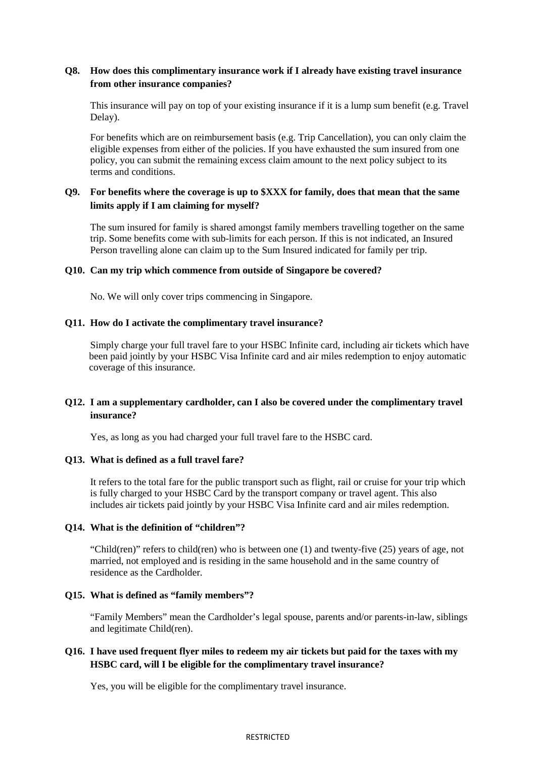**Q8. How does this complimentary insurance work if I already have existing travel insurance from other insurance companies?**

This insurance will pay on top of your existing insurance if it is a lump sum benefit (e.g. Travel Delay).

For benefits which are on reimbursement basis (e.g. Trip Cancellation), you can only claim the eligible expenses from either of the policies. If you have exhausted the sum insured from one policy, you can submit the remaining excess claim amount to the next policy subject to its terms and conditions.

**Q9. For benefits where the coverage is up to $XXX for family, does that mean that the same limits apply if I am claiming for myself?**

The sum insured for family is shared amongst family members travelling together on the same trip. Some benefits come with sub-limits for each person. If this is not indicated, an Insured Person travelling alone can claim up to the Sum Insured indicated for family per trip.

**Q10. Can my trip which commence from outside of Singapore be covered?**

No. We will only cover trips commencing in Singapore.

**Q11. How do I activate the complimentary travel insurance?**

Simply charge your full travel fare to your HSBC Infinite card, including air tickets which have been paid jointly by your HSBC Visa Infinite card and air miles redemption to enjoy automatic coverage of this insurance.

**Q12. I am a supplementary cardholder, can I also be covered under the complimentary travel insurance?**

Yes, as long as you had charged your full travel fare to the HSBC card.

**Q13. What is defined as a full travel fare?**

It refers to the total fare for the public transport such as flight, rail or cruise for your trip which is fully charged to your HSBC Card by the transport company or travel agent. This also includes air tickets paid jointly by your HSBC Visa Infinite card and air miles redemption.

**Q14. What is the definition of "children"?**

"Child(ren)" refers to child(ren) who is between one (1) and twenty-five (25) years of age, not married, not employed and is residing in the same household and in the same country of residence as the Cardholder.

**Q15. What is defined as "family members"?**

"Family Members" mean the Cardholder's legal spouse, parents and/or parents-in-law, siblings and legitimate Child(ren).

**Q16. I have used frequent flyer miles to redeem my air tickets but paid for the taxes with my HSBC card, will I be eligible for the complimentary travel insurance?**

Yes, you will be eligible for the complimentary travel insurance.

RESTRICTED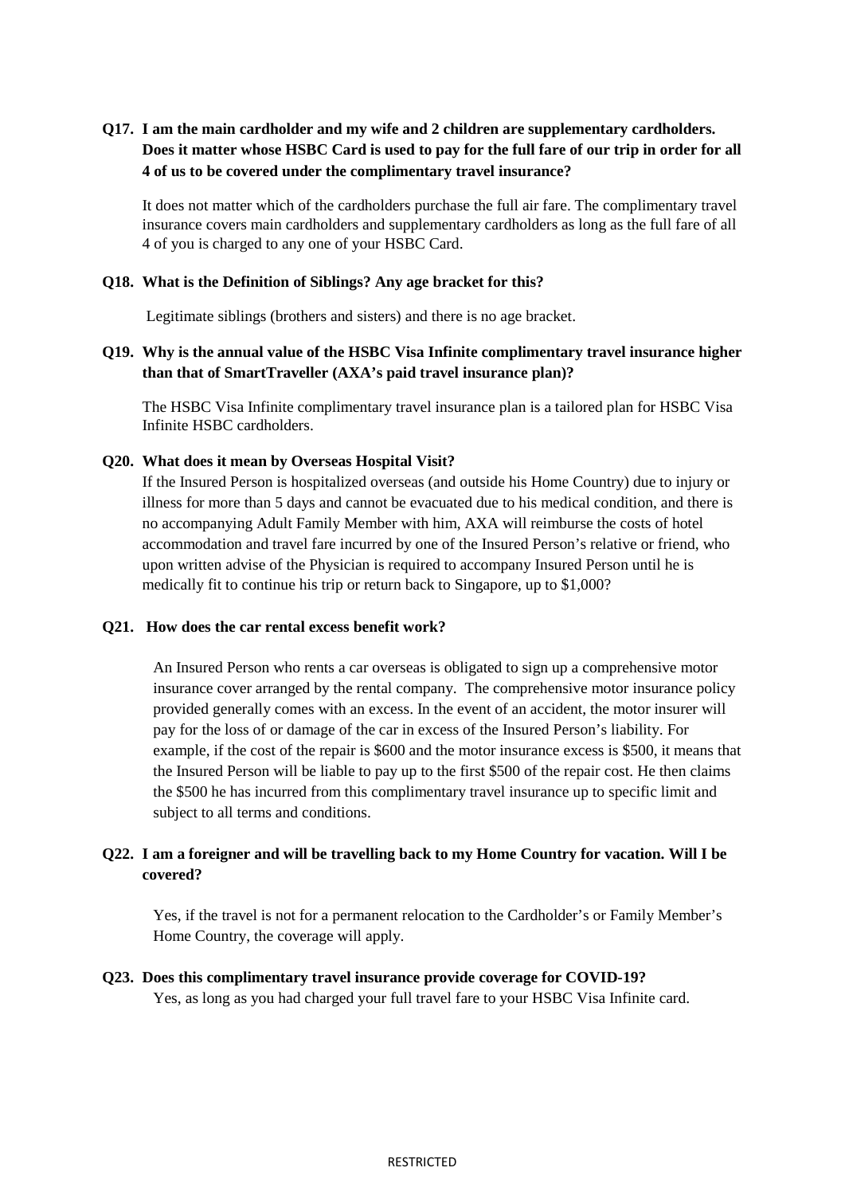**Q17. I am the main cardholder and my wife and 2 children are supplementary cardholders. Does it matter whose HSBC Card is used to pay for the full fare of our trip in order for all 4 of us to be covered under the complimentary travel insurance?**

It does not matter which of the cardholders purchase the full air fare. The complimentary travel insurance covers main cardholders and supplementary cardholders as long as the full fare of all 4 of you is charged to any one of your HSBC Card.

**Q18. What is the Definition of Siblings? Any age bracket for this?**

Legitimate siblings (brothers and sisters) and there is no age bracket.

**Q19. Why is the annual value of the HSBC Visa Infinite complimentary travel insurance higher than that of SmartTraveller (AXA's paid travel insurance plan)?**

The HSBC Visa Infinite complimentary travel insurance plan is a tailored plan for HSBC Visa Infinite HSBC cardholders.

**Q20. What does it mean by Overseas Hospital Visit?**

If the Insured Person is hospitalized overseas (and outside his Home Country) due to injury or illness for more than 5 days and cannot be evacuated due to his medical condition, and there is no accompanying Adult Family Member with him, AXA will reimburse the costs of hotel accommodation and travel fare incurred by one of the Insured Person's relative or friend, who upon written advise of the Physician is required to accompany Insured Person until he is medically fit to continue his trip or return back to Singapore, up to $1,000?

**Q21. How does the car rental excess benefit work?**

An Insured Person who rents a car overseas is obligated to sign up a comprehensive motor insurance cover arranged by the rental company. The comprehensive motor insurance policy provided generally comes with an excess. In the event of an accident, the motor insurer will pay for the loss of or damage of the car in excess of the Insured Person's liability. For example, if the cost of the repair is $600 and the motor insurance excess is $500, it means that the Insured Person will be liable to pay up to the first $500 of the repair cost. He then claims the $500 he has incurred from this complimentary travel insurance up to specific limit and subject to all terms and conditions.

**Q22. I am a foreigner and will be travelling back to my Home Country for vacation. Will I be covered?**

Yes, if the travel is not for a permanent relocation to the Cardholder's or Family Member's Home Country, the coverage will apply.

**Q23. Does this complimentary travel insurance provide coverage for COVID-19?**

Yes, as long as you had charged your full travel fare to your HSBC Visa Infinite card.

RESTRICTED